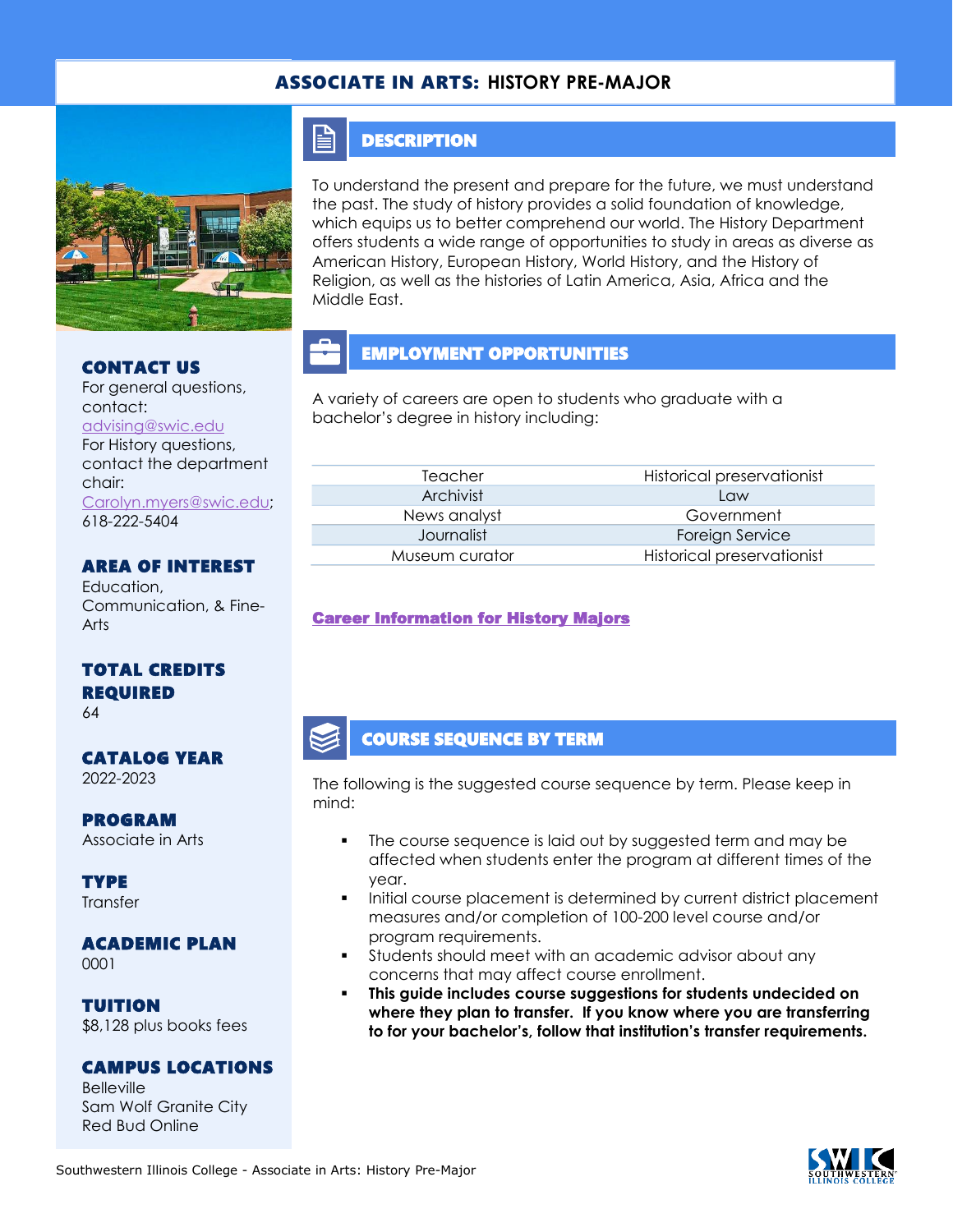# ASSOCIATE IN ARTS: HISTORY PRE-MAJOR

## CONTACT US

For general questions, contact:
advising@swic.edu
For History questions, contact the department chair:
Carolyn.myers@swic.edu; 618-222-5404

## AREA OF INTEREST

Education, Communication, & Fine-Arts

## TOTAL CREDITS REQUIRED

64

## CATALOG YEAR

2022-2023

## PROGRAM

Associate in Arts

## TYPE

Transfer

## ACADEMIC PLAN

0001

## TUITION

$8,128 plus books fees

## CAMPUS LOCATIONS

Belleville
Sam Wolf Granite City
Red Bud Online

## DESCRIPTION

To understand the present and prepare for the future, we must understand the past. The study of history provides a solid foundation of knowledge, which equips us to better comprehend our world. The History Department offers students a wide range of opportunities to study in areas as diverse as American History, European History, World History, and the History of Religion, as well as the histories of Latin America, Asia, Africa and the Middle East.

## EMPLOYMENT OPPORTUNITIES

A variety of careers are open to students who graduate with a bachelor's degree in history including:

| | |
|---|---|
| Teacher | Historical preservationist |
| Archivist | Law |
| News analyst | Government |
| Journalist | Foreign Service |
| Museum curator | Historical preservationist |

**Career Information for History Majors**

## COURSE SEQUENCE BY TERM

The following is the suggested course sequence by term. Please keep in mind:

- The course sequence is laid out by suggested term and may be affected when students enter the program at different times of the year.
- Initial course placement is determined by current district placement measures and/or completion of 100-200 level course and/or program requirements.
- Students should meet with an academic advisor about any concerns that may affect course enrollment.
- **This guide includes course suggestions for students undecided on where they plan to transfer. If you know where you are transferring to for your bachelor's, follow that institution's transfer requirements.**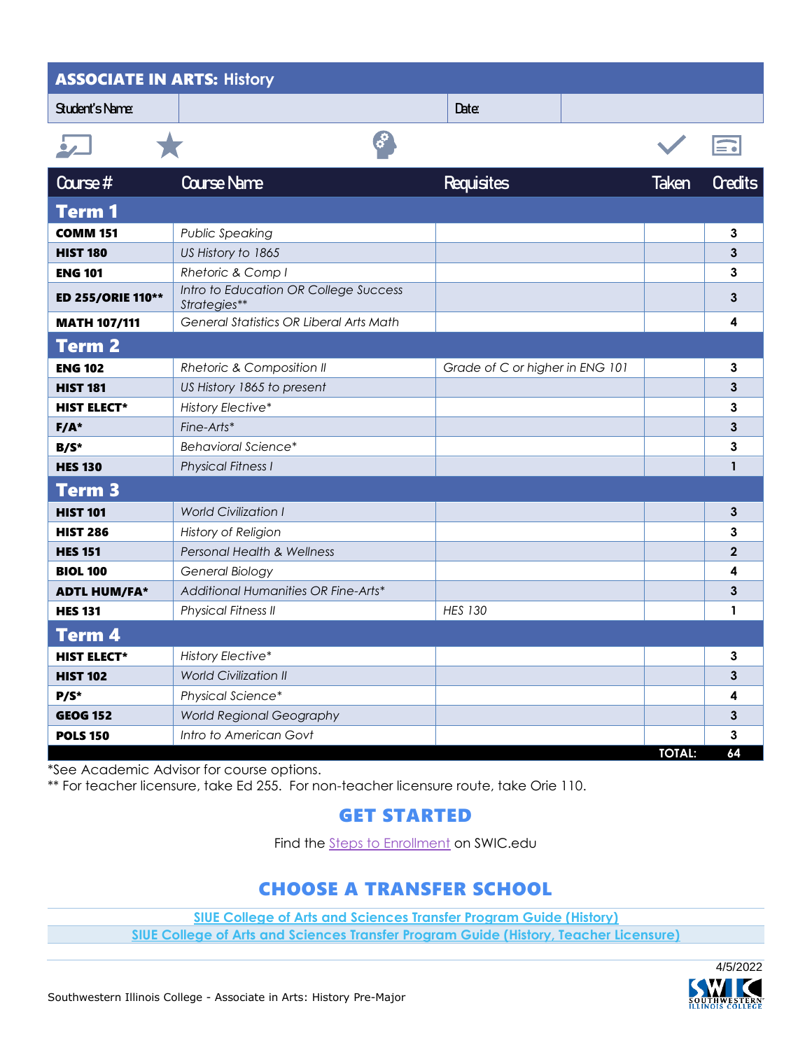# ASSOCIATE IN ARTS: History

| Student's Name: | | Date: | |
|---|---|---|---|

| Course # | Course Name | Requisites | Taken | Credits |
|---|---|---|---|---|
| **Term 1** | | | | |
| **COMM 151** | *Public Speaking* | | | 3 |
| **HIST 180** | *US History to 1865* | | | 3 |
| **ENG 101** | *Rhetoric & Comp I* | | | 3 |
| **ED 255/ORIE 110**** | *Intro to Education OR College Success Strategies*** | | | 3 |
| **MATH 107/111** | *General Statistics OR Liberal Arts Math* | | | 4 |
| **Term 2** | | | | |
| **ENG 102** | *Rhetoric & Composition II* | *Grade of C or higher in ENG 101* | | 3 |
| **HIST 181** | *US History 1865 to present* | | | 3 |
| **HIST ELECT*** | *History Elective** | | | 3 |
| **F/A*** | *Fine-Arts** | | | 3 |
| **B/S*** | *Behavioral Science** | | | 3 |
| **HES 130** | *Physical Fitness I* | | | 1 |
| **Term 3** | | | | |
| **HIST 101** | *World Civilization I* | | | 3 |
| **HIST 286** | *History of Religion* | | | 3 |
| **HES 151** | *Personal Health & Wellness* | | | 2 |
| **BIOL 100** | *General Biology* | | | 4 |
| **ADTL HUM/FA*** | *Additional Humanities OR Fine-Arts** | | | 3 |
| **HES 131** | *Physical Fitness II* | *HES 130* | | 1 |
| **Term 4** | | | | |
| **HIST ELECT*** | *History Elective** | | | 3 |
| **HIST 102** | *World Civilization II* | | | 3 |
| **P/S*** | *Physical Science** | | | 4 |
| **GEOG 152** | *World Regional Geography* | | | 3 |
| **POLS 150** | *Intro to American Govt* | | | 3 |
| | | | **TOTAL:** | **64** |

*See Academic Advisor for course options.
** For teacher licensure, take Ed 255. For non-teacher licensure route, take Orie 110.

## GET STARTED

Find the [Steps to Enrollment](#) on SWIC.edu

## CHOOSE A TRANSFER SCHOOL

[SIUE College of Arts and Sciences Transfer Program Guide (History)](#)

[SIUE College of Arts and Sciences Transfer Program Guide (History, Teacher Licensure)](#)

4/5/2022

Southwestern Illinois College - Associate in Arts: History Pre-Major